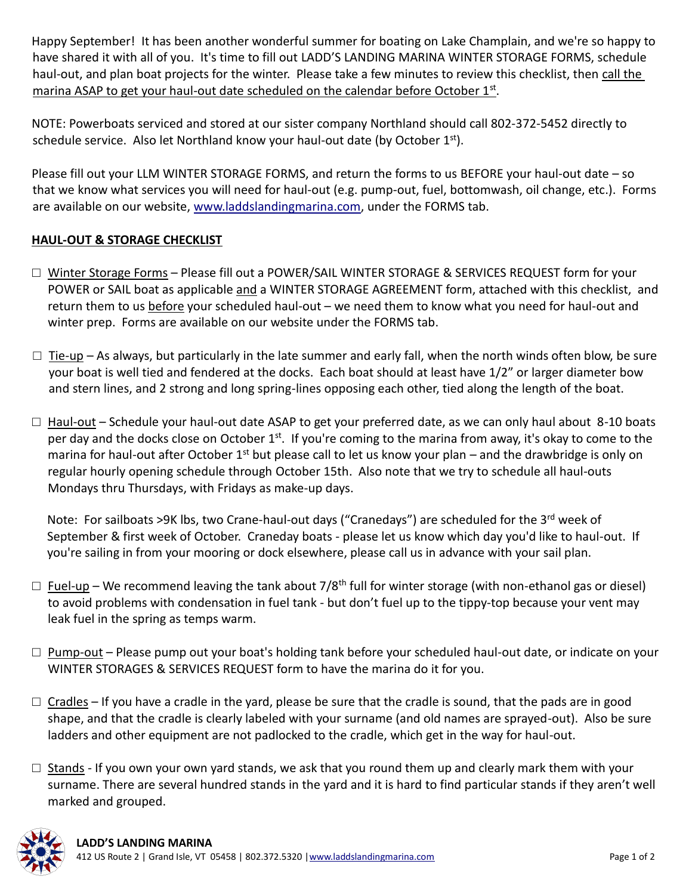Happy September! It has been another wonderful summer for boating on Lake Champlain, and we're so happy to have shared it with all of you. It's time to fill out LADD'S LANDING MARINA WINTER STORAGE FORMS, schedule haul-out, and plan boat projects for the winter. Please take a few minutes to review this checklist, then call the marina ASAP to get your haul-out date scheduled on the calendar before October 1st.

NOTE: Powerboats serviced and stored at our sister company Northland should call 802-372-5452 directly to schedule service. Also let Northland know your haul-out date (by October 1st).

Please fill out your LLM WINTER STORAGE FORMS, and return the forms to us BEFORE your haul-out date – so that we know what services you will need for haul-out (e.g. pump-out, fuel, bottomwash, oil change, etc.). Forms are available on our website, www.laddslandingmarina.com, under the FORMS tab.

## HAUL-OUT & STORAGE CHECKLIST

- ☐ Winter Storage Forms – Please fill out a POWER/SAIL WINTER STORAGE & SERVICES REQUEST form for your POWER or SAIL boat as applicable and a WINTER STORAGE AGREEMENT form, attached with this checklist, and return them to us before your scheduled haul-out – we need them to know what you need for haul-out and winter prep. Forms are available on our website under the FORMS tab.

- ☐ Tie-up – As always, but particularly in the late summer and early fall, when the north winds often blow, be sure your boat is well tied and fendered at the docks. Each boat should at least have 1/2" or larger diameter bow and stern lines, and 2 strong and long spring-lines opposing each other, tied along the length of the boat.

- ☐ Haul-out – Schedule your haul-out date ASAP to get your preferred date, as we can only haul about 8-10 boats per day and the docks close on October 1st. If you're coming to the marina from away, it's okay to come to the marina for haul-out after October 1st but please call to let us know your plan – and the drawbridge is only on regular hourly opening schedule through October 15th. Also note that we try to schedule all haul-outs Mondays thru Thursdays, with Fridays as make-up days.

  Note: For sailboats >9K lbs, two Crane-haul-out days ("Cranedays") are scheduled for the 3rd week of September & first week of October. Craneday boats - please let us know which day you'd like to haul-out. If you're sailing in from your mooring or dock elsewhere, please call us in advance with your sail plan.

- ☐ Fuel-up – We recommend leaving the tank about 7/8th full for winter storage (with non-ethanol gas or diesel) to avoid problems with condensation in fuel tank - but don't fuel up to the tippy-top because your vent may leak fuel in the spring as temps warm.

- ☐ Pump-out – Please pump out your boat's holding tank before your scheduled haul-out date, or indicate on your WINTER STORAGES & SERVICES REQUEST form to have the marina do it for you.

- ☐ Cradles – If you have a cradle in the yard, please be sure that the cradle is sound, that the pads are in good shape, and that the cradle is clearly labeled with your surname (and old names are sprayed-out). Also be sure ladders and other equipment are not padlocked to the cradle, which get in the way for haul-out.

- ☐ Stands - If you own your own yard stands, we ask that you round them up and clearly mark them with your surname. There are several hundred stands in the yard and it is hard to find particular stands if they aren't well marked and grouped.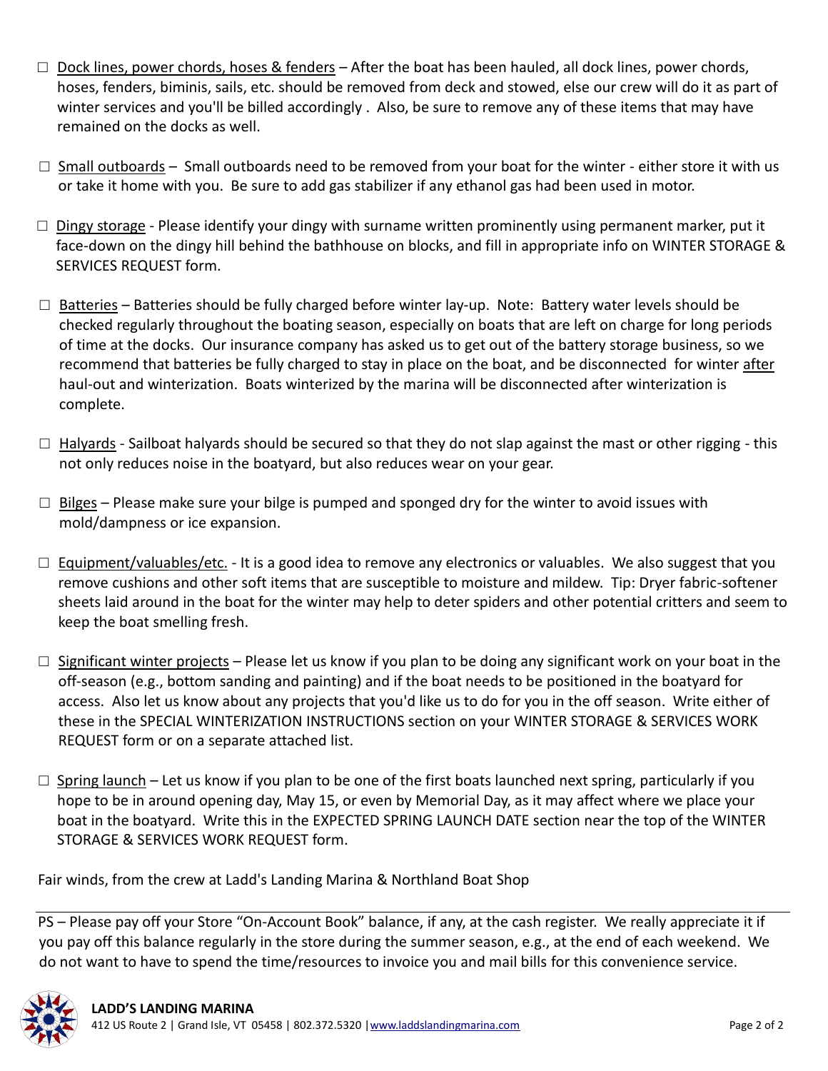- ☐ Dock lines, power chords, hoses & fenders – After the boat has been hauled, all dock lines, power chords, hoses, fenders, biminis, sails, etc. should be removed from deck and stowed, else our crew will do it as part of winter services and you'll be billed accordingly . Also, be sure to remove any of these items that may have remained on the docks as well.

- ☐ Small outboards – Small outboards need to be removed from your boat for the winter - either store it with us or take it home with you. Be sure to add gas stabilizer if any ethanol gas had been used in motor.

- ☐ Dingy storage - Please identify your dingy with surname written prominently using permanent marker, put it face-down on the dingy hill behind the bathhouse on blocks, and fill in appropriate info on WINTER STORAGE & SERVICES REQUEST form.

- ☐ Batteries – Batteries should be fully charged before winter lay-up. Note: Battery water levels should be checked regularly throughout the boating season, especially on boats that are left on charge for long periods of time at the docks. Our insurance company has asked us to get out of the battery storage business, so we recommend that batteries be fully charged to stay in place on the boat, and be disconnected for winter after haul-out and winterization. Boats winterized by the marina will be disconnected after winterization is complete.

- ☐ Halyards - Sailboat halyards should be secured so that they do not slap against the mast or other rigging - this not only reduces noise in the boatyard, but also reduces wear on your gear.

- ☐ Bilges – Please make sure your bilge is pumped and sponged dry for the winter to avoid issues with mold/dampness or ice expansion.

- ☐ Equipment/valuables/etc. - It is a good idea to remove any electronics or valuables. We also suggest that you remove cushions and other soft items that are susceptible to moisture and mildew. Tip: Dryer fabric-softener sheets laid around in the boat for the winter may help to deter spiders and other potential critters and seem to keep the boat smelling fresh.

- ☐ Significant winter projects – Please let us know if you plan to be doing any significant work on your boat in the off-season (e.g., bottom sanding and painting) and if the boat needs to be positioned in the boatyard for access. Also let us know about any projects that you'd like us to do for you in the off season. Write either of these in the SPECIAL WINTERIZATION INSTRUCTIONS section on your WINTER STORAGE & SERVICES WORK REQUEST form or on a separate attached list.

- ☐ Spring launch – Let us know if you plan to be one of the first boats launched next spring, particularly if you hope to be in around opening day, May 15, or even by Memorial Day, as it may affect where we place your boat in the boatyard. Write this in the EXPECTED SPRING LAUNCH DATE section near the top of the WINTER STORAGE & SERVICES WORK REQUEST form.

Fair winds, from the crew at Ladd's Landing Marina & Northland Boat Shop

---

PS – Please pay off your Store "On-Account Book" balance, if any, at the cash register. We really appreciate it if you pay off this balance regularly in the store during the summer season, e.g., at the end of each weekend. We do not want to have to spend the time/resources to invoice you and mail bills for this convenience service.

**LADD'S LANDING MARINA**
412 US Route 2 | Grand Isle, VT 05458 | 802.372.5320 | www.laddslandingmarina.com